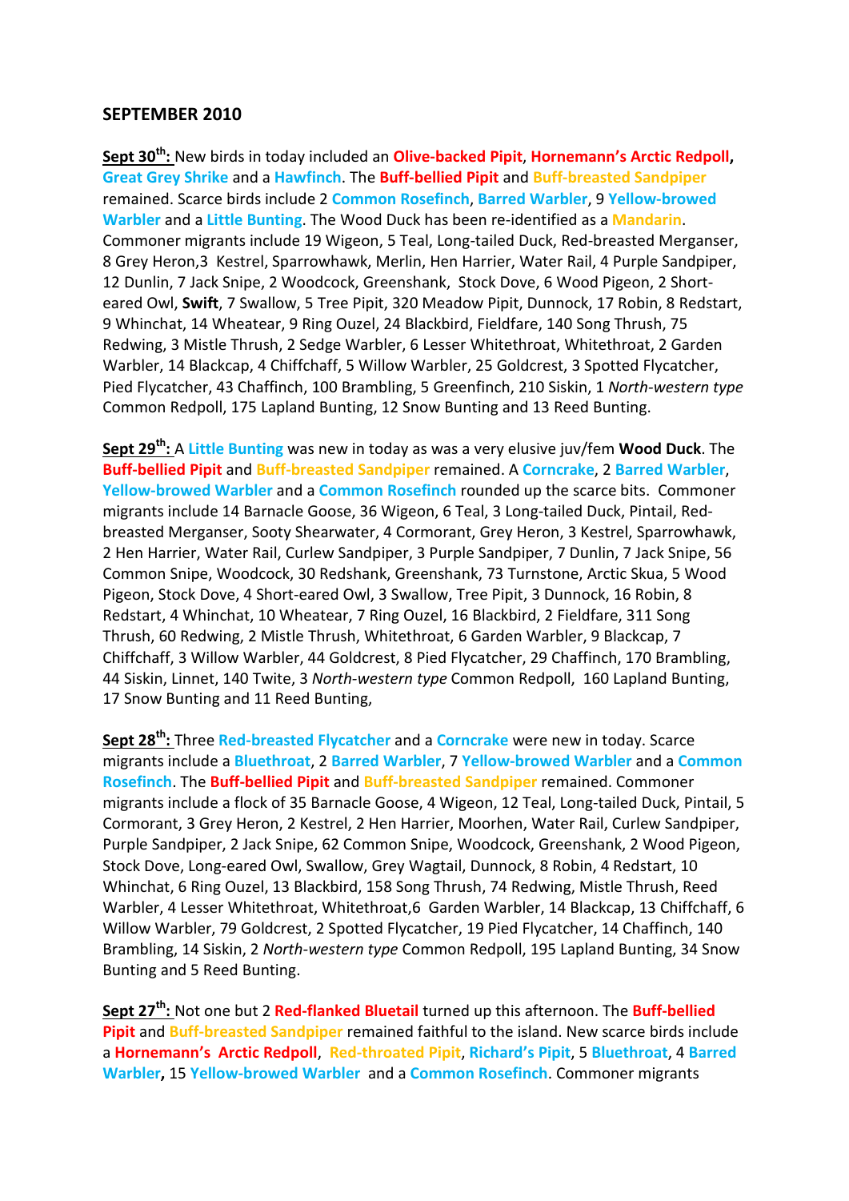## SEPTEMBER 2010

**Sept 30th:** New birds in today included an **Olive-backed Pipit**, **Hornemann's Arctic Redpoll**, **Great Grey Shrike** and a **Hawfinch**. The **Buff-bellied Pipit** and **Buff-breasted Sandpiper** remained. Scarce birds include 2 **Common Rosefinch**, **Barred Warbler**, 9 **Yellow-browed Warbler** and a **Little Bunting**. The Wood Duck has been re-identified as a **Mandarin**. Commoner migrants include 19 Wigeon, 5 Teal, Long-tailed Duck, Red-breasted Merganser, 8 Grey Heron,3 Kestrel, Sparrowhawk, Merlin, Hen Harrier, Water Rail, 4 Purple Sandpiper, 12 Dunlin, 7 Jack Snipe, 2 Woodcock, Greenshank, Stock Dove, 6 Wood Pigeon, 2 Short-eared Owl, **Swift**, 7 Swallow, 5 Tree Pipit, 320 Meadow Pipit, Dunnock, 17 Robin, 8 Redstart, 9 Whinchat, 14 Wheatear, 9 Ring Ouzel, 24 Blackbird, Fieldfare, 140 Song Thrush, 75 Redwing, 3 Mistle Thrush, 2 Sedge Warbler, 6 Lesser Whitethroat, Whitethroat, 2 Garden Warbler, 14 Blackcap, 4 Chiffchaff, 5 Willow Warbler, 25 Goldcrest, 3 Spotted Flycatcher, Pied Flycatcher, 43 Chaffinch, 100 Brambling, 5 Greenfinch, 210 Siskin, 1 *North-western type* Common Redpoll, 175 Lapland Bunting, 12 Snow Bunting and 13 Reed Bunting.

**Sept 29th:** A **Little Bunting** was new in today as was a very elusive juv/fem **Wood Duck**. The **Buff-bellied Pipit** and **Buff-breasted Sandpiper** remained. A **Corncrake**, 2 **Barred Warbler**, **Yellow-browed Warbler** and a **Common Rosefinch** rounded up the scarce bits. Commoner migrants include 14 Barnacle Goose, 36 Wigeon, 6 Teal, 3 Long-tailed Duck, Pintail, Red-breasted Merganser, Sooty Shearwater, 4 Cormorant, Grey Heron, 3 Kestrel, Sparrowhawk, 2 Hen Harrier, Water Rail, Curlew Sandpiper, 3 Purple Sandpiper, 7 Dunlin, 7 Jack Snipe, 56 Common Snipe, Woodcock, 30 Redshank, Greenshank, 73 Turnstone, Arctic Skua, 5 Wood Pigeon, Stock Dove, 4 Short-eared Owl, 3 Swallow, Tree Pipit, 3 Dunnock, 16 Robin, 8 Redstart, 4 Whinchat, 10 Wheatear, 7 Ring Ouzel, 16 Blackbird, 2 Fieldfare, 311 Song Thrush, 60 Redwing, 2 Mistle Thrush, Whitethroat, 6 Garden Warbler, 9 Blackcap, 7 Chiffchaff, 3 Willow Warbler, 44 Goldcrest, 8 Pied Flycatcher, 29 Chaffinch, 170 Brambling, 44 Siskin, Linnet, 140 Twite, 3 *North-western type* Common Redpoll, 160 Lapland Bunting, 17 Snow Bunting and 11 Reed Bunting,

**Sept 28th:** Three **Red-breasted Flycatcher** and a **Corncrake** were new in today. Scarce migrants include a **Bluethroat**, 2 **Barred Warbler**, 7 **Yellow-browed Warbler** and a **Common Rosefinch**. The **Buff-bellied Pipit** and **Buff-breasted Sandpiper** remained. Commoner migrants include a flock of 35 Barnacle Goose, 4 Wigeon, 12 Teal, Long-tailed Duck, Pintail, 5 Cormorant, 3 Grey Heron, 2 Kestrel, 2 Hen Harrier, Moorhen, Water Rail, Curlew Sandpiper, Purple Sandpiper, 2 Jack Snipe, 62 Common Snipe, Woodcock, Greenshank, 2 Wood Pigeon, Stock Dove, Long-eared Owl, Swallow, Grey Wagtail, Dunnock, 8 Robin, 4 Redstart, 10 Whinchat, 6 Ring Ouzel, 13 Blackbird, 158 Song Thrush, 74 Redwing, Mistle Thrush, Reed Warbler, 4 Lesser Whitethroat, Whitethroat,6 Garden Warbler, 14 Blackcap, 13 Chiffchaff, 6 Willow Warbler, 79 Goldcrest, 2 Spotted Flycatcher, 19 Pied Flycatcher, 14 Chaffinch, 140 Brambling, 14 Siskin, 2 *North-western type* Common Redpoll, 195 Lapland Bunting, 34 Snow Bunting and 5 Reed Bunting.

**Sept 27th:** Not one but 2 **Red-flanked Bluetail** turned up this afternoon. The **Buff-bellied Pipit** and **Buff-breasted Sandpiper** remained faithful to the island. New scarce birds include a **Hornemann's Arctic Redpoll**, **Red-throated Pipit**, **Richard's Pipit**, 5 **Bluethroat**, 4 **Barred Warbler**, 15 **Yellow-browed Warbler** and a **Common Rosefinch**. Commoner migrants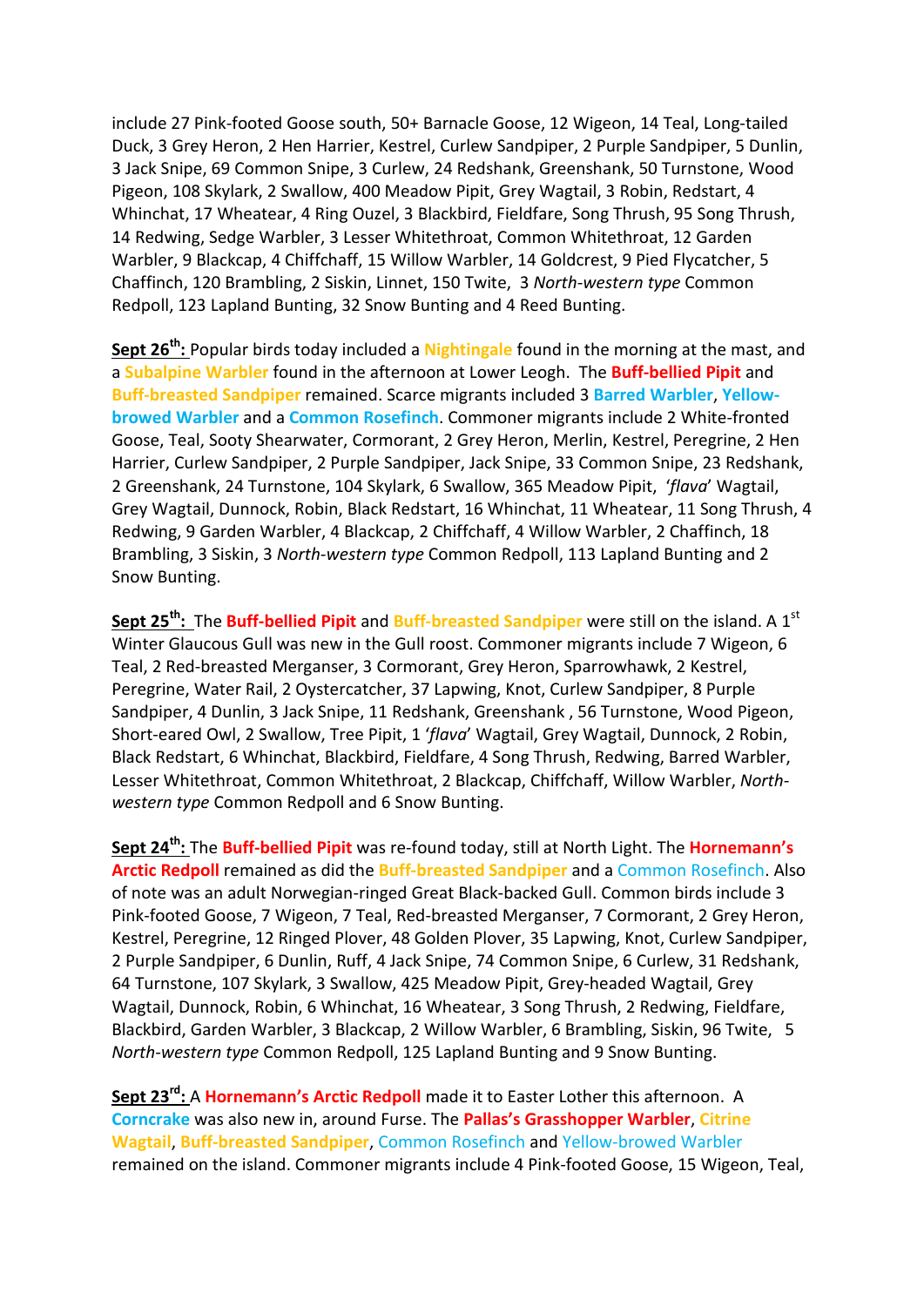include 27 Pink-footed Goose south, 50+ Barnacle Goose, 12 Wigeon, 14 Teal, Long-tailed Duck, 3 Grey Heron, 2 Hen Harrier, Kestrel, Curlew Sandpiper, 2 Purple Sandpiper, 5 Dunlin, 3 Jack Snipe, 69 Common Snipe, 3 Curlew, 24 Redshank, Greenshank, 50 Turnstone, Wood Pigeon, 108 Skylark, 2 Swallow, 400 Meadow Pipit, Grey Wagtail, 3 Robin, Redstart, 4 Whinchat, 17 Wheatear, 4 Ring Ouzel, 3 Blackbird, Fieldfare, Song Thrush, 95 Song Thrush, 14 Redwing, Sedge Warbler, 3 Lesser Whitethroat, Common Whitethroat, 12 Garden Warbler, 9 Blackcap, 4 Chiffchaff, 15 Willow Warbler, 14 Goldcrest, 9 Pied Flycatcher, 5 Chaffinch, 120 Brambling, 2 Siskin, Linnet, 150 Twite, 3 *North-western type* Common Redpoll, 123 Lapland Bunting, 32 Snow Bunting and 4 Reed Bunting.

**Sept 26th:** Popular birds today included a **Nightingale** found in the morning at the mast, and a **Subalpine Warbler** found in the afternoon at Lower Leogh. The **Buff-bellied Pipit** and **Buff-breasted Sandpiper** remained. Scarce migrants included 3 **Barred Warbler**, **Yellow-browed Warbler** and a **Common Rosefinch**. Commoner migrants include 2 White-fronted Goose, Teal, Sooty Shearwater, Cormorant, 2 Grey Heron, Merlin, Kestrel, Peregrine, 2 Hen Harrier, Curlew Sandpiper, 2 Purple Sandpiper, Jack Snipe, 33 Common Snipe, 23 Redshank, 2 Greenshank, 24 Turnstone, 104 Skylark, 6 Swallow, 365 Meadow Pipit, '*flava*' Wagtail, Grey Wagtail, Dunnock, Robin, Black Redstart, 16 Whinchat, 11 Wheatear, 11 Song Thrush, 4 Redwing, 9 Garden Warbler, 4 Blackcap, 2 Chiffchaff, 4 Willow Warbler, 2 Chaffinch, 18 Brambling, 3 Siskin, 3 *North-western type* Common Redpoll, 113 Lapland Bunting and 2 Snow Bunting.

**Sept 25th:** The **Buff-bellied Pipit** and **Buff-breasted Sandpiper** were still on the island. A 1st Winter Glaucous Gull was new in the Gull roost. Commoner migrants include 7 Wigeon, 6 Teal, 2 Red-breasted Merganser, 3 Cormorant, Grey Heron, Sparrowhawk, 2 Kestrel, Peregrine, Water Rail, 2 Oystercatcher, 37 Lapwing, Knot, Curlew Sandpiper, 8 Purple Sandpiper, 4 Dunlin, 3 Jack Snipe, 11 Redshank, Greenshank , 56 Turnstone, Wood Pigeon, Short-eared Owl, 2 Swallow, Tree Pipit, 1 '*flava*' Wagtail, Grey Wagtail, Dunnock, 2 Robin, Black Redstart, 6 Whinchat, Blackbird, Fieldfare, 4 Song Thrush, Redwing, Barred Warbler, Lesser Whitethroat, Common Whitethroat, 2 Blackcap, Chiffchaff, Willow Warbler, *North-western type* Common Redpoll and 6 Snow Bunting.

**Sept 24th:** The **Buff-bellied Pipit** was re-found today, still at North Light. The **Hornemann's Arctic Redpoll** remained as did the **Buff-breasted Sandpiper** and a Common Rosefinch. Also of note was an adult Norwegian-ringed Great Black-backed Gull. Common birds include 3 Pink-footed Goose, 7 Wigeon, 7 Teal, Red-breasted Merganser, 7 Cormorant, 2 Grey Heron, Kestrel, Peregrine, 12 Ringed Plover, 48 Golden Plover, 35 Lapwing, Knot, Curlew Sandpiper, 2 Purple Sandpiper, 6 Dunlin, Ruff, 4 Jack Snipe, 74 Common Snipe, 6 Curlew, 31 Redshank, 64 Turnstone, 107 Skylark, 3 Swallow, 425 Meadow Pipit, Grey-headed Wagtail, Grey Wagtail, Dunnock, Robin, 6 Whinchat, 16 Wheatear, 3 Song Thrush, 2 Redwing, Fieldfare, Blackbird, Garden Warbler, 3 Blackcap, 2 Willow Warbler, 6 Brambling, Siskin, 96 Twite, 5 *North-western type* Common Redpoll, 125 Lapland Bunting and 9 Snow Bunting.

**Sept 23rd:** A **Hornemann's Arctic Redpoll** made it to Easter Lother this afternoon. A **Corncrake** was also new in, around Furse. The **Pallas's Grasshopper Warbler**, **Citrine Wagtail**, **Buff-breasted Sandpiper**, Common Rosefinch and Yellow-browed Warbler remained on the island. Commoner migrants include 4 Pink-footed Goose, 15 Wigeon, Teal,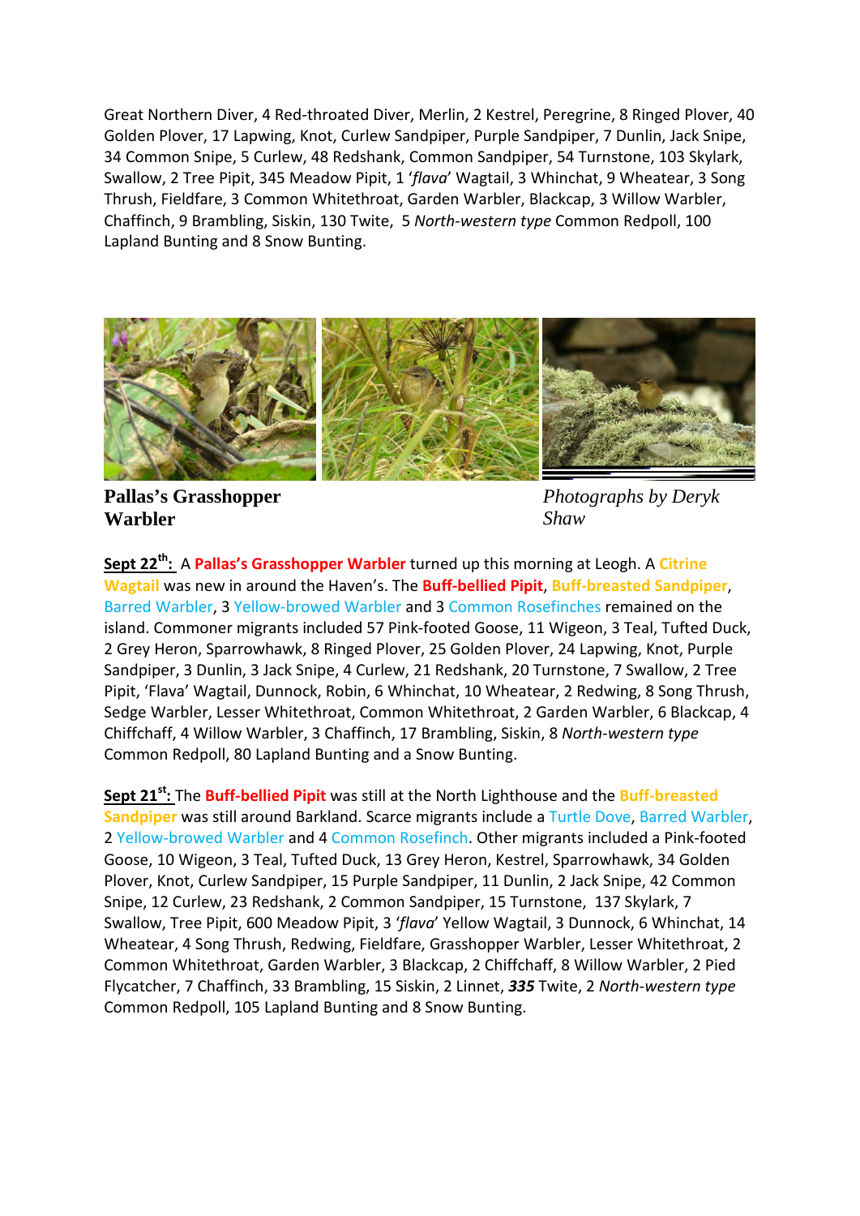Great Northern Diver, 4 Red-throated Diver, Merlin, 2 Kestrel, Peregrine, 8 Ringed Plover, 40 Golden Plover, 17 Lapwing, Knot, Curlew Sandpiper, Purple Sandpiper, 7 Dunlin, Jack Snipe, 34 Common Snipe, 5 Curlew, 48 Redshank, Common Sandpiper, 54 Turnstone, 103 Skylark, Swallow, 2 Tree Pipit, 345 Meadow Pipit, 1 '*flava*' Wagtail, 3 Whinchat, 9 Wheatear, 3 Song Thrush, Fieldfare, 3 Common Whitethroat, Garden Warbler, Blackcap, 3 Willow Warbler, Chaffinch, 9 Brambling, Siskin, 130 Twite, 5 *North-western type* Common Redpoll, 100 Lapland Bunting and 8 Snow Bunting.

**Pallas's Grasshopper Warbler**

*Photographs by Deryk Shaw*

**Sept 22^th^:** A **Pallas's Grasshopper Warbler** turned up this morning at Leogh. A **Citrine Wagtail** was new in around the Haven's. The **Buff-bellied Pipit**, **Buff-breasted Sandpiper**, Barred Warbler, 3 Yellow-browed Warbler and 3 Common Rosefinches remained on the island. Commoner migrants included 57 Pink-footed Goose, 11 Wigeon, 3 Teal, Tufted Duck, 2 Grey Heron, Sparrowhawk, 8 Ringed Plover, 25 Golden Plover, 24 Lapwing, Knot, Purple Sandpiper, 3 Dunlin, 3 Jack Snipe, 4 Curlew, 21 Redshank, 20 Turnstone, 7 Swallow, 2 Tree Pipit, 'Flava' Wagtail, Dunnock, Robin, 6 Whinchat, 10 Wheatear, 2 Redwing, 8 Song Thrush, Sedge Warbler, Lesser Whitethroat, Common Whitethroat, 2 Garden Warbler, 6 Blackcap, 4 Chiffchaff, 4 Willow Warbler, 3 Chaffinch, 17 Brambling, Siskin, 8 *North-western type* Common Redpoll, 80 Lapland Bunting and a Snow Bunting.

**Sept 21^st^:** The **Buff-bellied Pipit** was still at the North Lighthouse and the **Buff-breasted Sandpiper** was still around Barkland. Scarce migrants include a Turtle Dove, Barred Warbler, 2 Yellow-browed Warbler and 4 Common Rosefinch. Other migrants included a Pink-footed Goose, 10 Wigeon, 3 Teal, Tufted Duck, 13 Grey Heron, Kestrel, Sparrowhawk, 34 Golden Plover, Knot, Curlew Sandpiper, 15 Purple Sandpiper, 11 Dunlin, 2 Jack Snipe, 42 Common Snipe, 12 Curlew, 23 Redshank, 2 Common Sandpiper, 15 Turnstone, 137 Skylark, 7 Swallow, Tree Pipit, 600 Meadow Pipit, 3 '*flava*' Yellow Wagtail, 3 Dunnock, 6 Whinchat, 14 Wheatear, 4 Song Thrush, Redwing, Fieldfare, Grasshopper Warbler, Lesser Whitethroat, 2 Common Whitethroat, Garden Warbler, 3 Blackcap, 2 Chiffchaff, 8 Willow Warbler, 2 Pied Flycatcher, 7 Chaffinch, 33 Brambling, 15 Siskin, 2 Linnet, ***335*** Twite, 2 *North-western type* Common Redpoll, 105 Lapland Bunting and 8 Snow Bunting.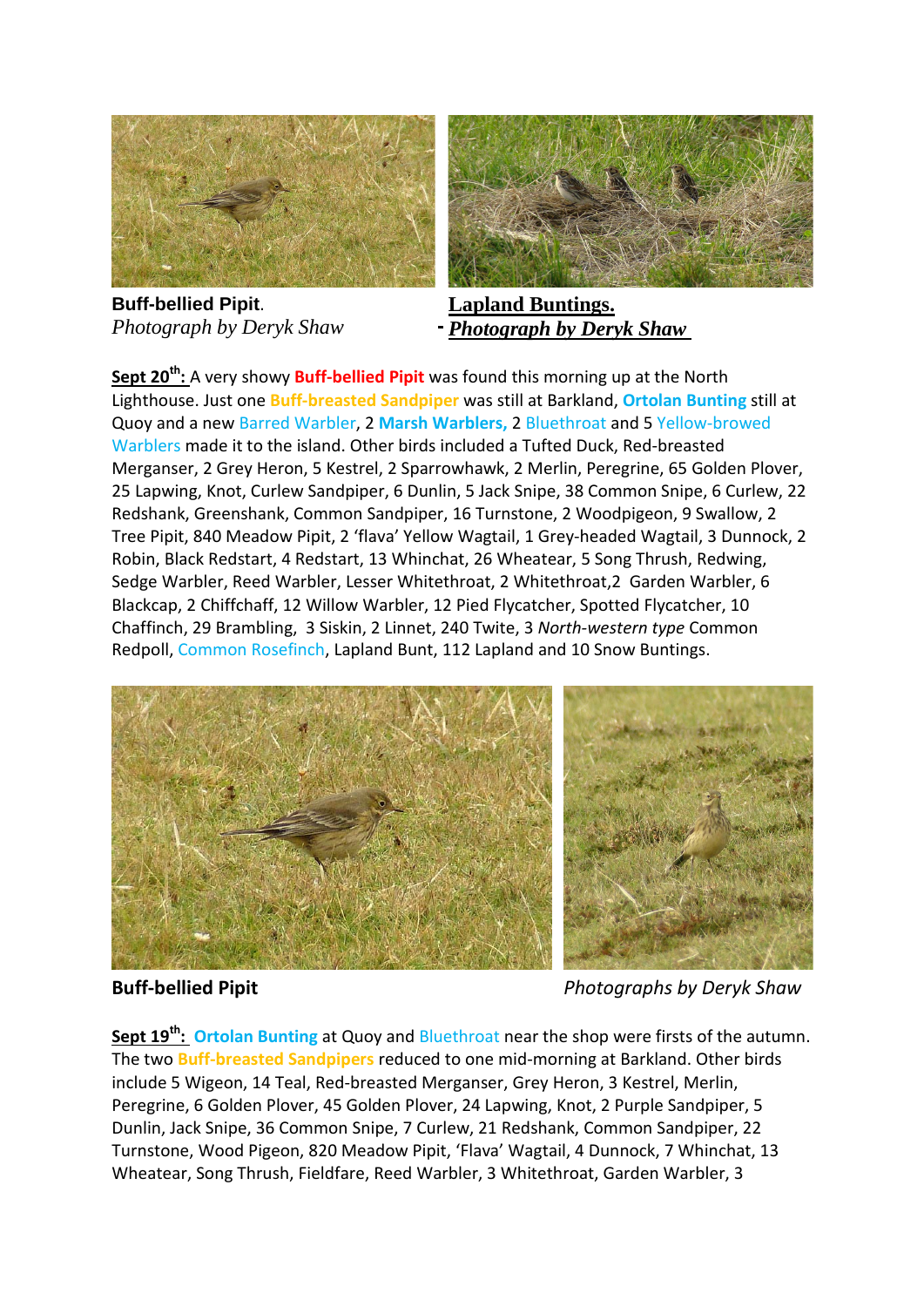**Buff-bellied Pipit**.
*Photograph by Deryk Shaw*

**Lapland Buntings.**
*Photograph by Deryk Shaw*

**Sept 20th:** A very showy **Buff-bellied Pipit** was found this morning up at the North Lighthouse. Just one Buff-breasted Sandpiper was still at Barkland, **Ortolan Bunting** still at Quoy and a new Barred Warbler, 2 **Marsh Warblers,** 2 Bluethroat and 5 Yellow-browed Warblers made it to the island. Other birds included a Tufted Duck, Red-breasted Merganser, 2 Grey Heron, 5 Kestrel, 2 Sparrowhawk, 2 Merlin, Peregrine, 65 Golden Plover, 25 Lapwing, Knot, Curlew Sandpiper, 6 Dunlin, 5 Jack Snipe, 38 Common Snipe, 6 Curlew, 22 Redshank, Greenshank, Common Sandpiper, 16 Turnstone, 2 Woodpigeon, 9 Swallow, 2 Tree Pipit, 840 Meadow Pipit, 2 'flava' Yellow Wagtail, 1 Grey-headed Wagtail, 3 Dunnock, 2 Robin, Black Redstart, 4 Redstart, 13 Whinchat, 26 Wheatear, 5 Song Thrush, Redwing, Sedge Warbler, Reed Warbler, Lesser Whitethroat, 2 Whitethroat,2 Garden Warbler, 6 Blackcap, 2 Chiffchaff, 12 Willow Warbler, 12 Pied Flycatcher, Spotted Flycatcher, 10 Chaffinch, 29 Brambling, 3 Siskin, 2 Linnet, 240 Twite, 3 *North-western type* Common Redpoll, Common Rosefinch, Lapland Bunt, 112 Lapland and 10 Snow Buntings.

**Buff-bellied Pipit** *Photographs by Deryk Shaw*

**Sept 19th:** **Ortolan Bunting** at Quoy and Bluethroat near the shop were firsts of the autumn. The two Buff-breasted Sandpipers reduced to one mid-morning at Barkland. Other birds include 5 Wigeon, 14 Teal, Red-breasted Merganser, Grey Heron, 3 Kestrel, Merlin, Peregrine, 6 Golden Plover, 45 Golden Plover, 24 Lapwing, Knot, 2 Purple Sandpiper, 5 Dunlin, Jack Snipe, 36 Common Snipe, 7 Curlew, 21 Redshank, Common Sandpiper, 22 Turnstone, Wood Pigeon, 820 Meadow Pipit, 'Flava' Wagtail, 4 Dunnock, 7 Whinchat, 13 Wheatear, Song Thrush, Fieldfare, Reed Warbler, 3 Whitethroat, Garden Warbler, 3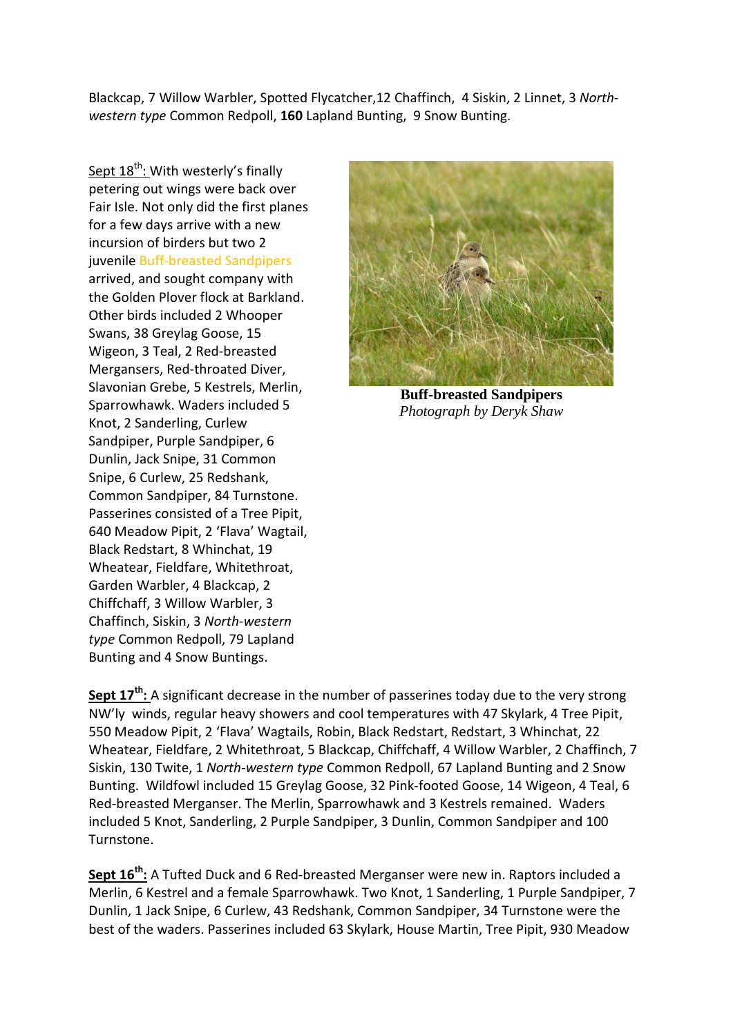Blackcap, 7 Willow Warbler, Spotted Flycatcher,12 Chaffinch, 4 Siskin, 2 Linnet, 3 *North-western type* Common Redpoll, **160** Lapland Bunting, 9 Snow Bunting.

Sept 18th: With westerly's finally petering out wings were back over Fair Isle. Not only did the first planes for a few days arrive with a new incursion of birders but two 2 juvenile Buff-breasted Sandpipers arrived, and sought company with the Golden Plover flock at Barkland. Other birds included 2 Whooper Swans, 38 Greylag Goose, 15 Wigeon, 3 Teal, 2 Red-breasted Mergansers, Red-throated Diver, Slavonian Grebe, 5 Kestrels, Merlin, Sparrowhawk. Waders included 5 Knot, 2 Sanderling, Curlew Sandpiper, Purple Sandpiper, 6 Dunlin, Jack Snipe, 31 Common Snipe, 6 Curlew, 25 Redshank, Common Sandpiper, 84 Turnstone. Passerines consisted of a Tree Pipit, 640 Meadow Pipit, 2 'Flava' Wagtail, Black Redstart, 8 Whinchat, 19 Wheatear, Fieldfare, Whitethroat, Garden Warbler, 4 Blackcap, 2 Chiffchaff, 3 Willow Warbler, 3 Chaffinch, Siskin, 3 *North-western type* Common Redpoll, 79 Lapland Bunting and 4 Snow Buntings.

**Buff-breasted Sandpipers**
*Photograph by Deryk Shaw*

**Sept 17th:** A significant decrease in the number of passerines today due to the very strong NW'ly winds, regular heavy showers and cool temperatures with 47 Skylark, 4 Tree Pipit, 550 Meadow Pipit, 2 'Flava' Wagtails, Robin, Black Redstart, Redstart, 3 Whinchat, 22 Wheatear, Fieldfare, 2 Whitethroat, 5 Blackcap, Chiffchaff, 4 Willow Warbler, 2 Chaffinch, 7 Siskin, 130 Twite, 1 *North-western type* Common Redpoll, 67 Lapland Bunting and 2 Snow Bunting. Wildfowl included 15 Greylag Goose, 32 Pink-footed Goose, 14 Wigeon, 4 Teal, 6 Red-breasted Merganser. The Merlin, Sparrowhawk and 3 Kestrels remained. Waders included 5 Knot, Sanderling, 2 Purple Sandpiper, 3 Dunlin, Common Sandpiper and 100 Turnstone.

**Sept 16th:** A Tufted Duck and 6 Red-breasted Merganser were new in. Raptors included a Merlin, 6 Kestrel and a female Sparrowhawk. Two Knot, 1 Sanderling, 1 Purple Sandpiper, 7 Dunlin, 1 Jack Snipe, 6 Curlew, 43 Redshank, Common Sandpiper, 34 Turnstone were the best of the waders. Passerines included 63 Skylark, House Martin, Tree Pipit, 930 Meadow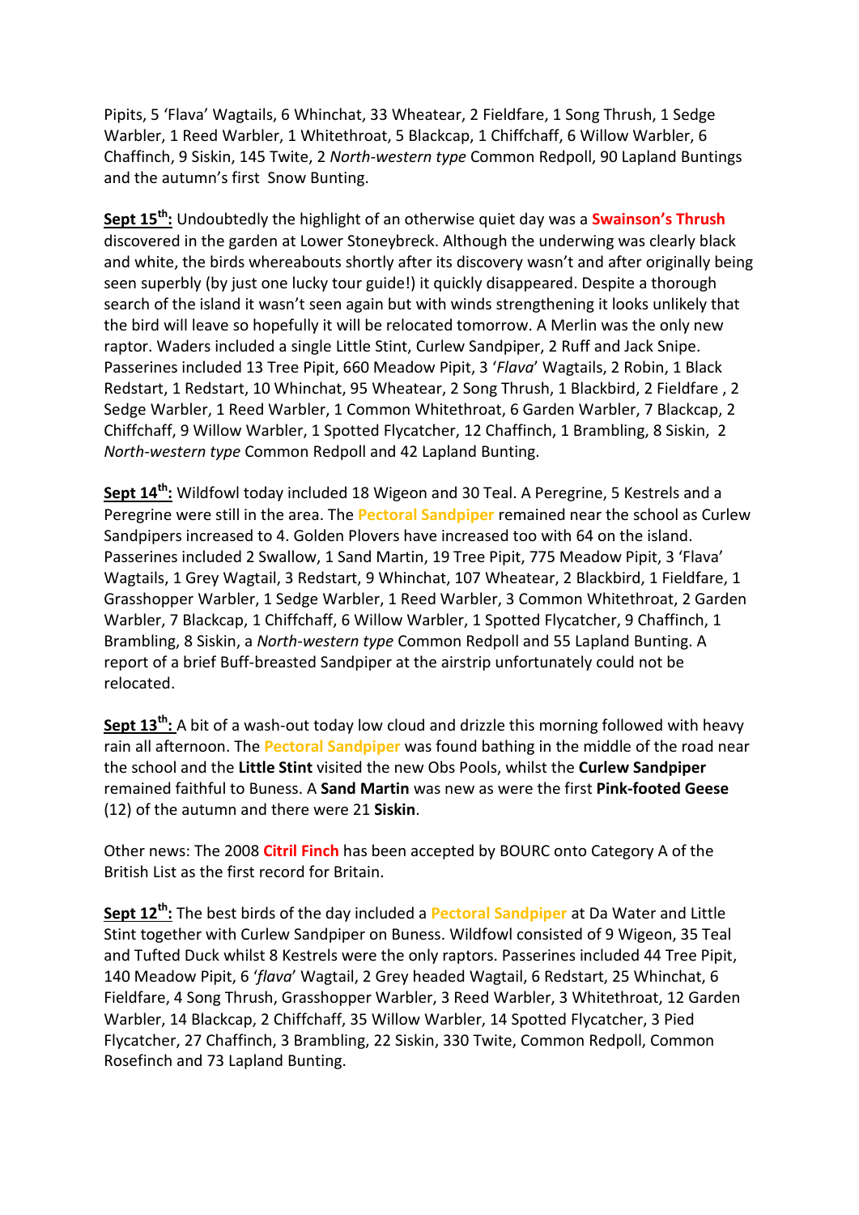Pipits, 5 'Flava' Wagtails, 6 Whinchat, 33 Wheatear, 2 Fieldfare, 1 Song Thrush, 1 Sedge Warbler, 1 Reed Warbler, 1 Whitethroat, 5 Blackcap, 1 Chiffchaff, 6 Willow Warbler, 6 Chaffinch, 9 Siskin, 145 Twite, 2 *North-western type* Common Redpoll, 90 Lapland Buntings and the autumn's first Snow Bunting.

**Sept 15th:** Undoubtedly the highlight of an otherwise quiet day was a **Swainson's Thrush** discovered in the garden at Lower Stoneybreck. Although the underwing was clearly black and white, the birds whereabouts shortly after its discovery wasn't and after originally being seen superbly (by just one lucky tour guide!) it quickly disappeared. Despite a thorough search of the island it wasn't seen again but with winds strengthening it looks unlikely that the bird will leave so hopefully it will be relocated tomorrow. A Merlin was the only new raptor. Waders included a single Little Stint, Curlew Sandpiper, 2 Ruff and Jack Snipe. Passerines included 13 Tree Pipit, 660 Meadow Pipit, 3 '*Flava*' Wagtails, 2 Robin, 1 Black Redstart, 1 Redstart, 10 Whinchat, 95 Wheatear, 2 Song Thrush, 1 Blackbird, 2 Fieldfare , 2 Sedge Warbler, 1 Reed Warbler, 1 Common Whitethroat, 6 Garden Warbler, 7 Blackcap, 2 Chiffchaff, 9 Willow Warbler, 1 Spotted Flycatcher, 12 Chaffinch, 1 Brambling, 8 Siskin, 2 *North-western type* Common Redpoll and 42 Lapland Bunting.

**Sept 14th:** Wildfowl today included 18 Wigeon and 30 Teal. A Peregrine, 5 Kestrels and a Peregrine were still in the area. The **Pectoral Sandpiper** remained near the school as Curlew Sandpipers increased to 4. Golden Plovers have increased too with 64 on the island. Passerines included 2 Swallow, 1 Sand Martin, 19 Tree Pipit, 775 Meadow Pipit, 3 'Flava' Wagtails, 1 Grey Wagtail, 3 Redstart, 9 Whinchat, 107 Wheatear, 2 Blackbird, 1 Fieldfare, 1 Grasshopper Warbler, 1 Sedge Warbler, 1 Reed Warbler, 3 Common Whitethroat, 2 Garden Warbler, 7 Blackcap, 1 Chiffchaff, 6 Willow Warbler, 1 Spotted Flycatcher, 9 Chaffinch, 1 Brambling, 8 Siskin, a *North-western type* Common Redpoll and 55 Lapland Bunting. A report of a brief Buff-breasted Sandpiper at the airstrip unfortunately could not be relocated.

**Sept 13th:** A bit of a wash-out today low cloud and drizzle this morning followed with heavy rain all afternoon. The **Pectoral Sandpiper** was found bathing in the middle of the road near the school and the **Little Stint** visited the new Obs Pools, whilst the **Curlew Sandpiper** remained faithful to Buness. A **Sand Martin** was new as were the first **Pink-footed Geese** (12) of the autumn and there were 21 **Siskin**.

Other news: The 2008 **Citril Finch** has been accepted by BOURC onto Category A of the British List as the first record for Britain.

**Sept 12th:** The best birds of the day included a **Pectoral Sandpiper** at Da Water and Little Stint together with Curlew Sandpiper on Buness. Wildfowl consisted of 9 Wigeon, 35 Teal and Tufted Duck whilst 8 Kestrels were the only raptors. Passerines included 44 Tree Pipit, 140 Meadow Pipit, 6 '*flava*' Wagtail, 2 Grey headed Wagtail, 6 Redstart, 25 Whinchat, 6 Fieldfare, 4 Song Thrush, Grasshopper Warbler, 3 Reed Warbler, 3 Whitethroat, 12 Garden Warbler, 14 Blackcap, 2 Chiffchaff, 35 Willow Warbler, 14 Spotted Flycatcher, 3 Pied Flycatcher, 27 Chaffinch, 3 Brambling, 22 Siskin, 330 Twite, Common Redpoll, Common Rosefinch and 73 Lapland Bunting.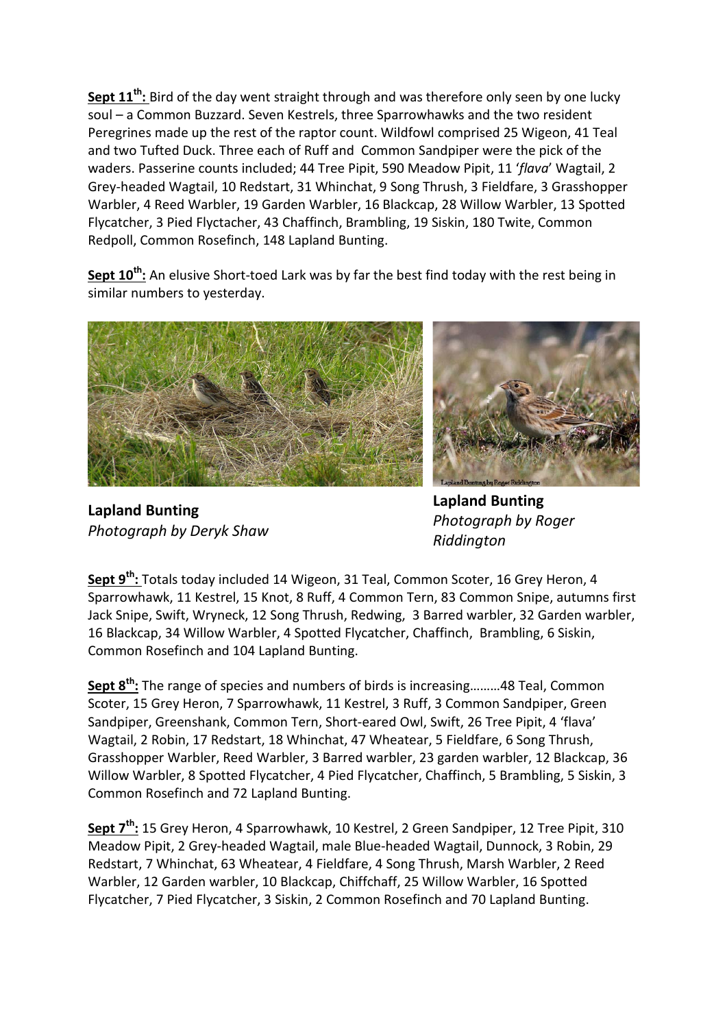**Sept 11th:** Bird of the day went straight through and was therefore only seen by one lucky soul – a Common Buzzard. Seven Kestrels, three Sparrowhawks and the two resident Peregrines made up the rest of the raptor count. Wildfowl comprised 25 Wigeon, 41 Teal and two Tufted Duck. Three each of Ruff and Common Sandpiper were the pick of the waders. Passerine counts included; 44 Tree Pipit, 590 Meadow Pipit, 11 '*flava*' Wagtail, 2 Grey-headed Wagtail, 10 Redstart, 31 Whinchat, 9 Song Thrush, 3 Fieldfare, 3 Grasshopper Warbler, 4 Reed Warbler, 19 Garden Warbler, 16 Blackcap, 28 Willow Warbler, 13 Spotted Flycatcher, 3 Pied Flyctacher, 43 Chaffinch, Brambling, 19 Siskin, 180 Twite, Common Redpoll, Common Rosefinch, 148 Lapland Bunting.

**Sept 10th:** An elusive Short-toed Lark was by far the best find today with the rest being in similar numbers to yesterday.

**Lapland Bunting**
*Photograph by Deryk Shaw*

**Lapland Bunting**
*Photograph by Roger Riddington*

**Sept 9th:** Totals today included 14 Wigeon, 31 Teal, Common Scoter, 16 Grey Heron, 4 Sparrowhawk, 11 Kestrel, 15 Knot, 8 Ruff, 4 Common Tern, 83 Common Snipe, autumns first Jack Snipe, Swift, Wryneck, 12 Song Thrush, Redwing, 3 Barred warbler, 32 Garden warbler, 16 Blackcap, 34 Willow Warbler, 4 Spotted Flycatcher, Chaffinch, Brambling, 6 Siskin, Common Rosefinch and 104 Lapland Bunting.

**Sept 8th:** The range of species and numbers of birds is increasing………48 Teal, Common Scoter, 15 Grey Heron, 7 Sparrowhawk, 11 Kestrel, 3 Ruff, 3 Common Sandpiper, Green Sandpiper, Greenshank, Common Tern, Short-eared Owl, Swift, 26 Tree Pipit, 4 'flava' Wagtail, 2 Robin, 17 Redstart, 18 Whinchat, 47 Wheatear, 5 Fieldfare, 6 Song Thrush, Grasshopper Warbler, Reed Warbler, 3 Barred warbler, 23 garden warbler, 12 Blackcap, 36 Willow Warbler, 8 Spotted Flycatcher, 4 Pied Flycatcher, Chaffinch, 5 Brambling, 5 Siskin, 3 Common Rosefinch and 72 Lapland Bunting.

**Sept 7th:** 15 Grey Heron, 4 Sparrowhawk, 10 Kestrel, 2 Green Sandpiper, 12 Tree Pipit, 310 Meadow Pipit, 2 Grey-headed Wagtail, male Blue-headed Wagtail, Dunnock, 3 Robin, 29 Redstart, 7 Whinchat, 63 Wheatear, 4 Fieldfare, 4 Song Thrush, Marsh Warbler, 2 Reed Warbler, 12 Garden warbler, 10 Blackcap, Chiffchaff, 25 Willow Warbler, 16 Spotted Flycatcher, 7 Pied Flycatcher, 3 Siskin, 2 Common Rosefinch and 70 Lapland Bunting.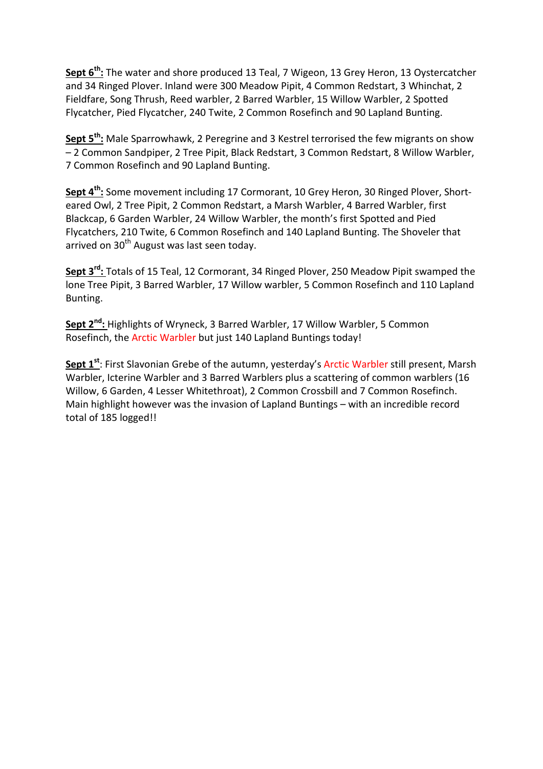**Sept 6th:** The water and shore produced 13 Teal, 7 Wigeon, 13 Grey Heron, 13 Oystercatcher and 34 Ringed Plover. Inland were 300 Meadow Pipit, 4 Common Redstart, 3 Whinchat, 2 Fieldfare, Song Thrush, Reed warbler, 2 Barred Warbler, 15 Willow Warbler, 2 Spotted Flycatcher, Pied Flycatcher, 240 Twite, 2 Common Rosefinch and 90 Lapland Bunting.

**Sept 5th:** Male Sparrowhawk, 2 Peregrine and 3 Kestrel terrorised the few migrants on show – 2 Common Sandpiper, 2 Tree Pipit, Black Redstart, 3 Common Redstart, 8 Willow Warbler, 7 Common Rosefinch and 90 Lapland Bunting.

**Sept 4th:** Some movement including 17 Cormorant, 10 Grey Heron, 30 Ringed Plover, Short-eared Owl, 2 Tree Pipit, 2 Common Redstart, a Marsh Warbler, 4 Barred Warbler, first Blackcap, 6 Garden Warbler, 24 Willow Warbler, the month's first Spotted and Pied Flycatchers, 210 Twite, 6 Common Rosefinch and 140 Lapland Bunting. The Shoveler that arrived on 30th August was last seen today.

**Sept 3rd:** Totals of 15 Teal, 12 Cormorant, 34 Ringed Plover, 250 Meadow Pipit swamped the lone Tree Pipit, 3 Barred Warbler, 17 Willow warbler, 5 Common Rosefinch and 110 Lapland Bunting.

**Sept 2nd:** Highlights of Wryneck, 3 Barred Warbler, 17 Willow Warbler, 5 Common Rosefinch, the Arctic Warbler but just 140 Lapland Buntings today!

**Sept 1st**: First Slavonian Grebe of the autumn, yesterday's Arctic Warbler still present, Marsh Warbler, Icterine Warbler and 3 Barred Warblers plus a scattering of common warblers (16 Willow, 6 Garden, 4 Lesser Whitethroat), 2 Common Crossbill and 7 Common Rosefinch. Main highlight however was the invasion of Lapland Buntings – with an incredible record total of 185 logged!!